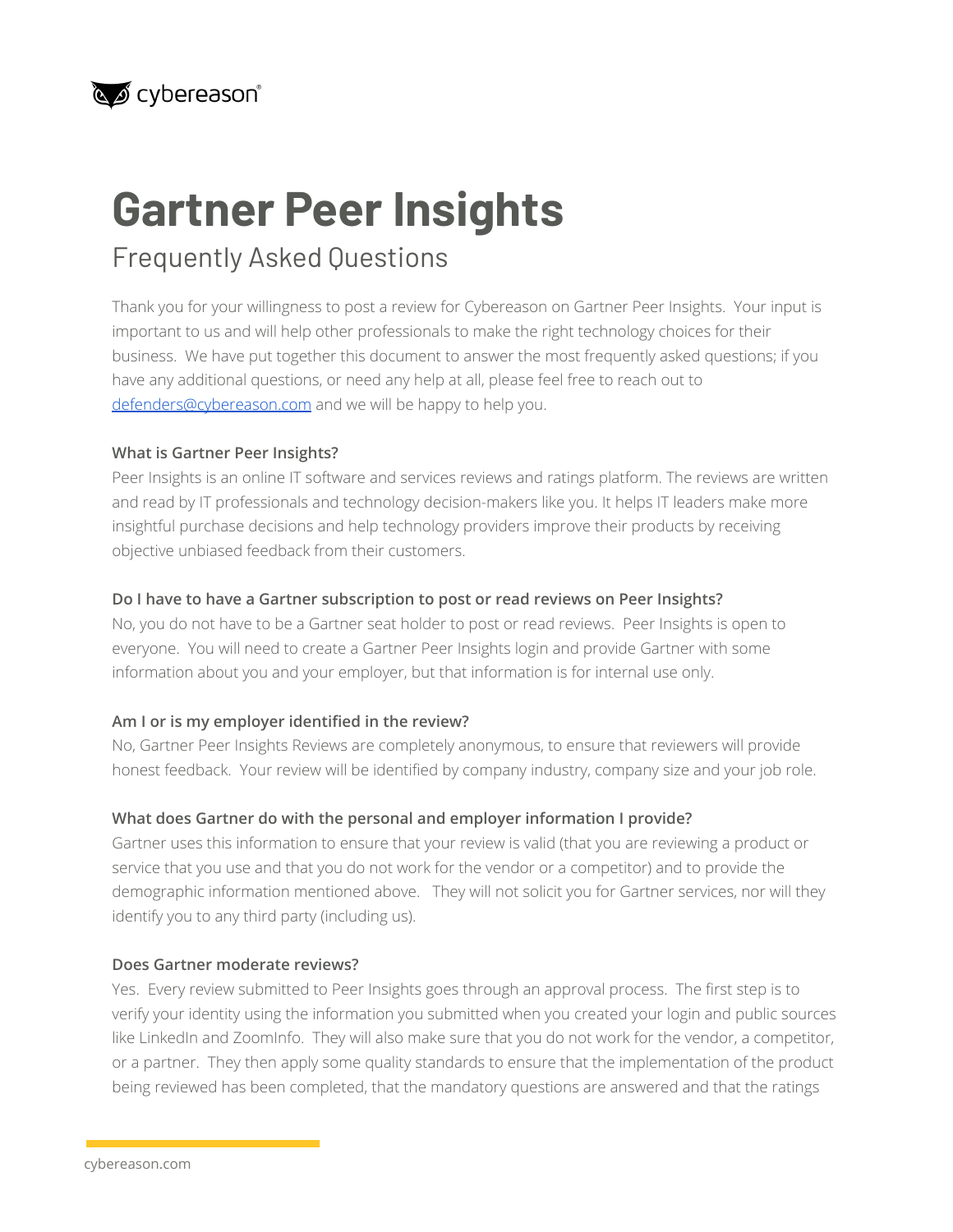# Gartner Peer Insights

## Frequently Asked Questions

Thank you for your willingness to post a review for Cybereason on Gartner Peer Insights. Your input is important to us and will help other professionals to make the right technology choices for their business. We have put together this document to answer the most frequently asked questions; if you have any additional questions, or need any help at all, please feel free to reach out to defenders@cybereason.com and we will be happy to help you.

**What is Gartner Peer Insights?**

Peer Insights is an online IT software and services reviews and ratings platform. The reviews are written and read by IT professionals and technology decision-makers like you. It helps IT leaders make more insightful purchase decisions and help technology providers improve their products by receiving objective unbiased feedback from their customers.

**Do I have to have a Gartner subscription to post or read reviews on Peer Insights?**

No, you do not have to be a Gartner seat holder to post or read reviews. Peer Insights is open to everyone. You will need to create a Gartner Peer Insights login and provide Gartner with some information about you and your employer, but that information is for internal use only.

**Am I or is my employer identified in the review?**

No, Gartner Peer Insights Reviews are completely anonymous, to ensure that reviewers will provide honest feedback. Your review will be identified by company industry, company size and your job role.

**What does Gartner do with the personal and employer information I provide?**

Gartner uses this information to ensure that your review is valid (that you are reviewing a product or service that you use and that you do not work for the vendor or a competitor) and to provide the demographic information mentioned above. They will not solicit you for Gartner services, nor will they identify you to any third party (including us).

**Does Gartner moderate reviews?**

Yes. Every review submitted to Peer Insights goes through an approval process. The first step is to verify your identity using the information you submitted when you created your login and public sources like LinkedIn and ZoomInfo. They will also make sure that you do not work for the vendor, a competitor, or a partner. They then apply some quality standards to ensure that the implementation of the product being reviewed has been completed, that the mandatory questions are answered and that the ratings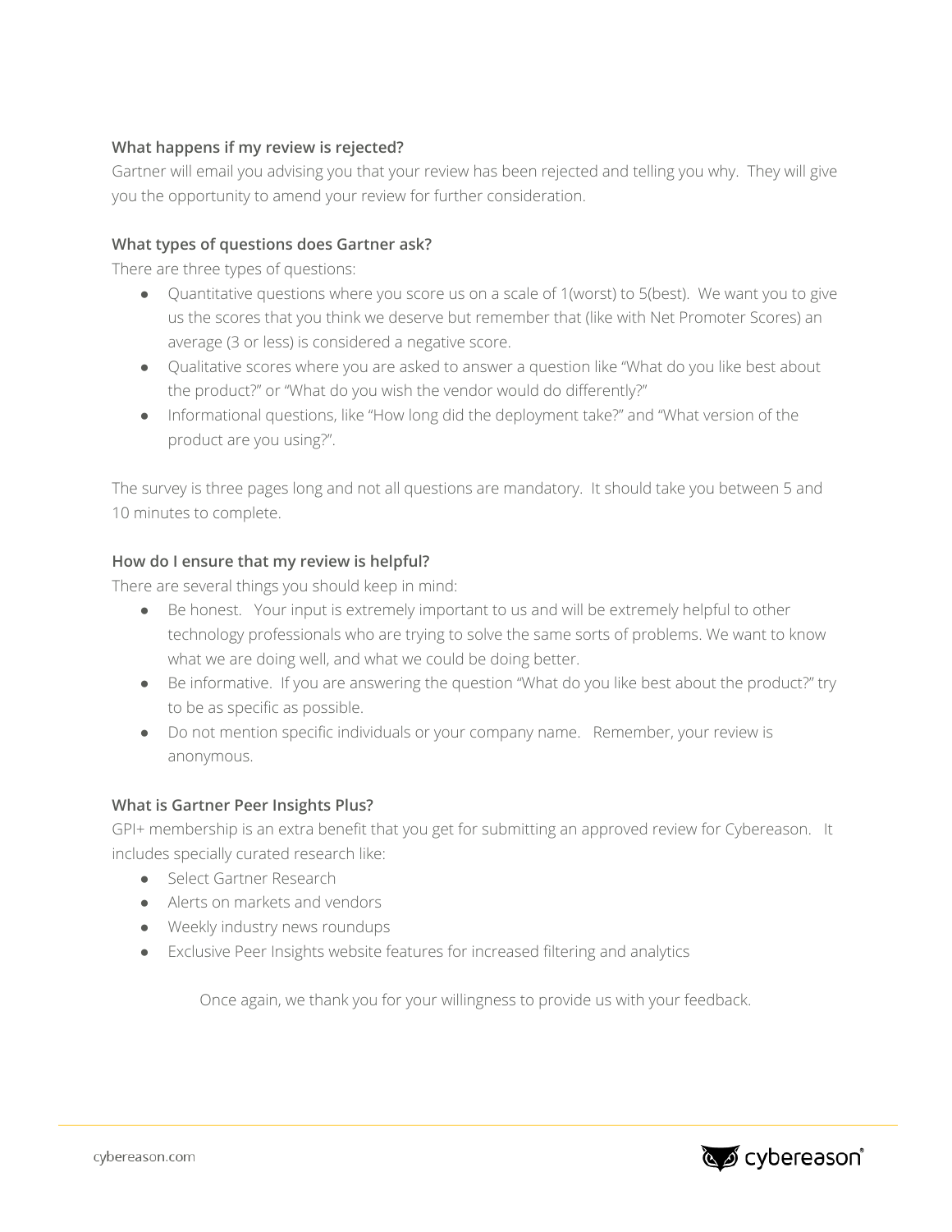**What happens if my review is rejected?**

Gartner will email you advising you that your review has been rejected and telling you why. They will give you the opportunity to amend your review for further consideration.

**What types of questions does Gartner ask?**

There are three types of questions:

- Quantitative questions where you score us on a scale of 1(worst) to 5(best). We want you to give us the scores that you think we deserve but remember that (like with Net Promoter Scores) an average (3 or less) is considered a negative score.
- Qualitative scores where you are asked to answer a question like "What do you like best about the product?" or "What do you wish the vendor would do differently?"
- Informational questions, like "How long did the deployment take?" and "What version of the product are you using?".

The survey is three pages long and not all questions are mandatory. It should take you between 5 and 10 minutes to complete.

**How do I ensure that my review is helpful?**

There are several things you should keep in mind:

- Be honest. Your input is extremely important to us and will be extremely helpful to other technology professionals who are trying to solve the same sorts of problems. We want to know what we are doing well, and what we could be doing better.
- Be informative. If you are answering the question "What do you like best about the product?" try to be as specific as possible.
- Do not mention specific individuals or your company name. Remember, your review is anonymous.

**What is Gartner Peer Insights Plus?**

GPI+ membership is an extra benefit that you get for submitting an approved review for Cybereason. It includes specially curated research like:

- Select Gartner Research
- Alerts on markets and vendors
- Weekly industry news roundups
- Exclusive Peer Insights website features for increased filtering and analytics

Once again, we thank you for your willingness to provide us with your feedback.